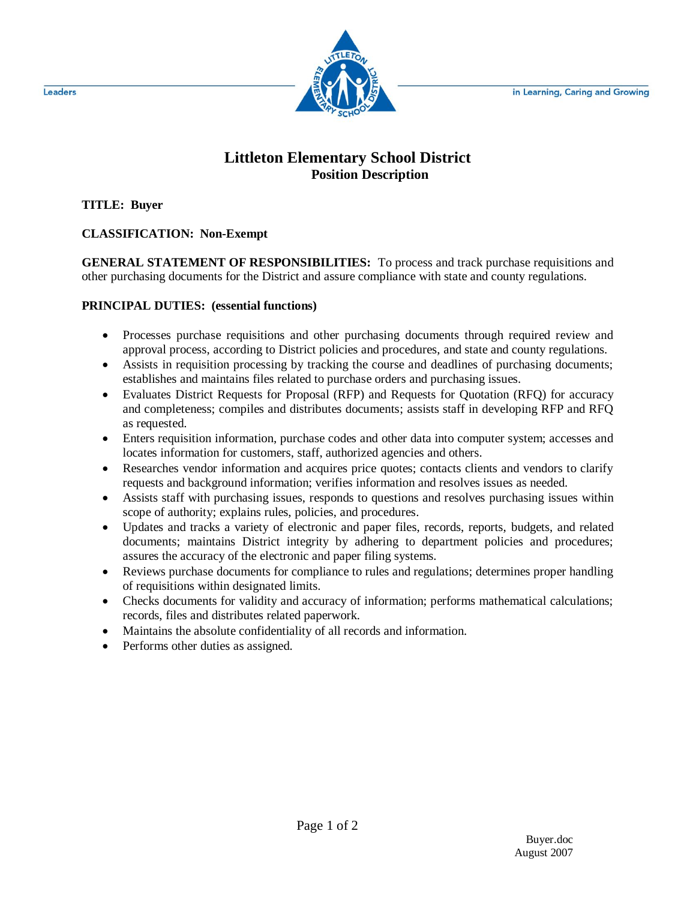Leaders — in Learning, Caring and Growing

# Littleton Elementary School District

## Position Description

**TITLE: Buyer**

**CLASSIFICATION: Non-Exempt**

**GENERAL STATEMENT OF RESPONSIBILITIES:** To process and track purchase requisitions and other purchasing documents for the District and assure compliance with state and county regulations.

**PRINCIPAL DUTIES: (essential functions)**

- Processes purchase requisitions and other purchasing documents through required review and approval process, according to District policies and procedures, and state and county regulations.
- Assists in requisition processing by tracking the course and deadlines of purchasing documents; establishes and maintains files related to purchase orders and purchasing issues.
- Evaluates District Requests for Proposal (RFP) and Requests for Quotation (RFQ) for accuracy and completeness; compiles and distributes documents; assists staff in developing RFP and RFQ as requested.
- Enters requisition information, purchase codes and other data into computer system; accesses and locates information for customers, staff, authorized agencies and others.
- Researches vendor information and acquires price quotes; contacts clients and vendors to clarify requests and background information; verifies information and resolves issues as needed.
- Assists staff with purchasing issues, responds to questions and resolves purchasing issues within scope of authority; explains rules, policies, and procedures.
- Updates and tracks a variety of electronic and paper files, records, reports, budgets, and related documents; maintains District integrity by adhering to department policies and procedures; assures the accuracy of the electronic and paper filing systems.
- Reviews purchase documents for compliance to rules and regulations; determines proper handling of requisitions within designated limits.
- Checks documents for validity and accuracy of information; performs mathematical calculations; records, files and distributes related paperwork.
- Maintains the absolute confidentiality of all records and information.
- Performs other duties as assigned.

Buyer.doc
August 2007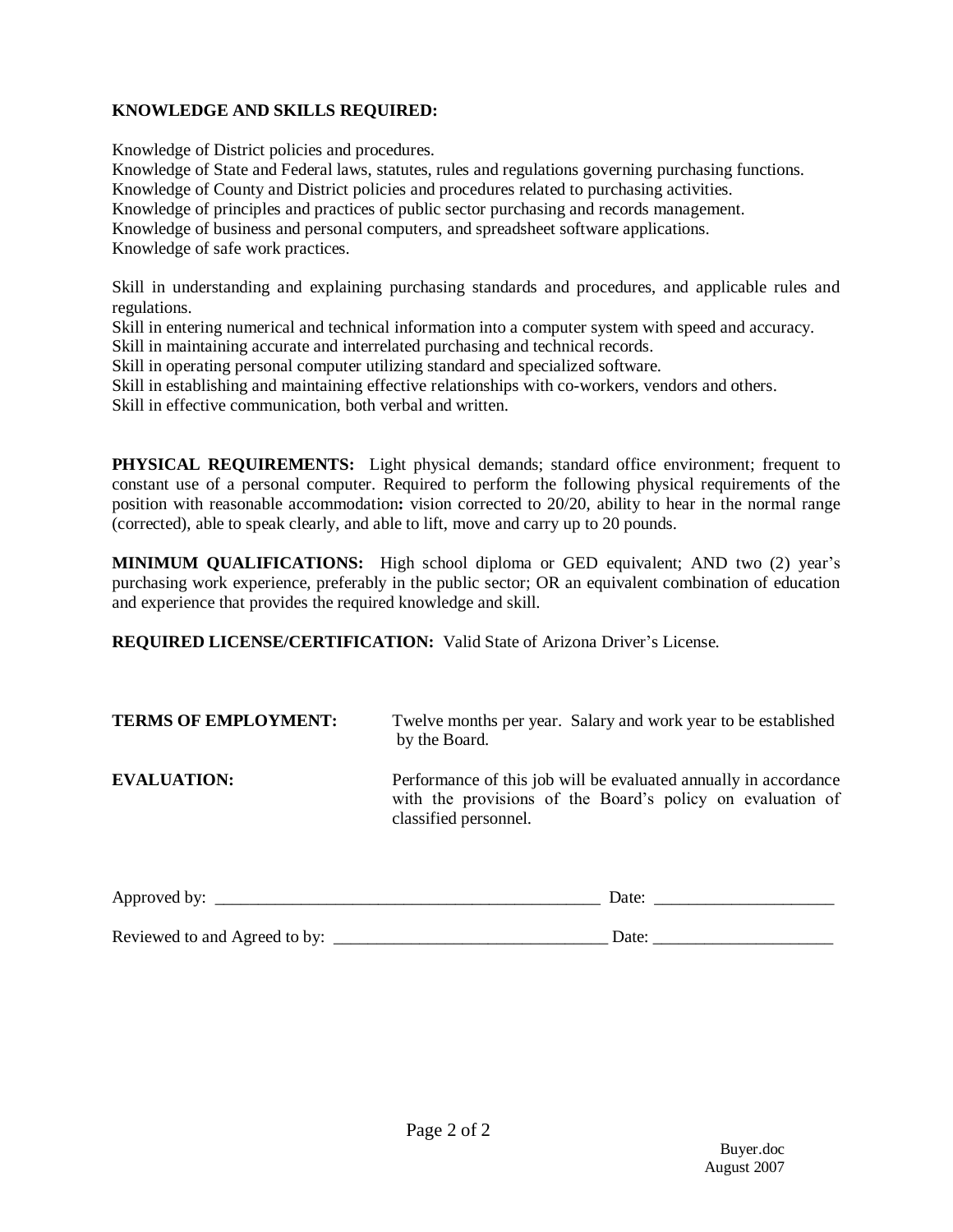**KNOWLEDGE AND SKILLS REQUIRED:**

Knowledge of District policies and procedures.
Knowledge of State and Federal laws, statutes, rules and regulations governing purchasing functions.
Knowledge of County and District policies and procedures related to purchasing activities.
Knowledge of principles and practices of public sector purchasing and records management.
Knowledge of business and personal computers, and spreadsheet software applications.
Knowledge of safe work practices.

Skill in understanding and explaining purchasing standards and procedures, and applicable rules and regulations.
Skill in entering numerical and technical information into a computer system with speed and accuracy.
Skill in maintaining accurate and interrelated purchasing and technical records.
Skill in operating personal computer utilizing standard and specialized software.
Skill in establishing and maintaining effective relationships with co-workers, vendors and others.
Skill in effective communication, both verbal and written.

**PHYSICAL REQUIREMENTS:** Light physical demands; standard office environment; frequent to constant use of a personal computer. Required to perform the following physical requirements of the position with reasonable accommodation**:** vision corrected to 20/20, ability to hear in the normal range (corrected), able to speak clearly, and able to lift, move and carry up to 20 pounds.

**MINIMUM QUALIFICATIONS:** High school diploma or GED equivalent; AND two (2) year's purchasing work experience, preferably in the public sector; OR an equivalent combination of education and experience that provides the required knowledge and skill.

**REQUIRED LICENSE/CERTIFICATION:** Valid State of Arizona Driver's License.

**TERMS OF EMPLOYMENT:** Twelve months per year. Salary and work year to be established by the Board.

**EVALUATION:** Performance of this job will be evaluated annually in accordance with the provisions of the Board's policy on evaluation of classified personnel.

Approved by: _______________________________________________ Date: _____________________

Reviewed to and Agreed to by: ________________________________ Date: _____________________

Buyer.doc
August 2007